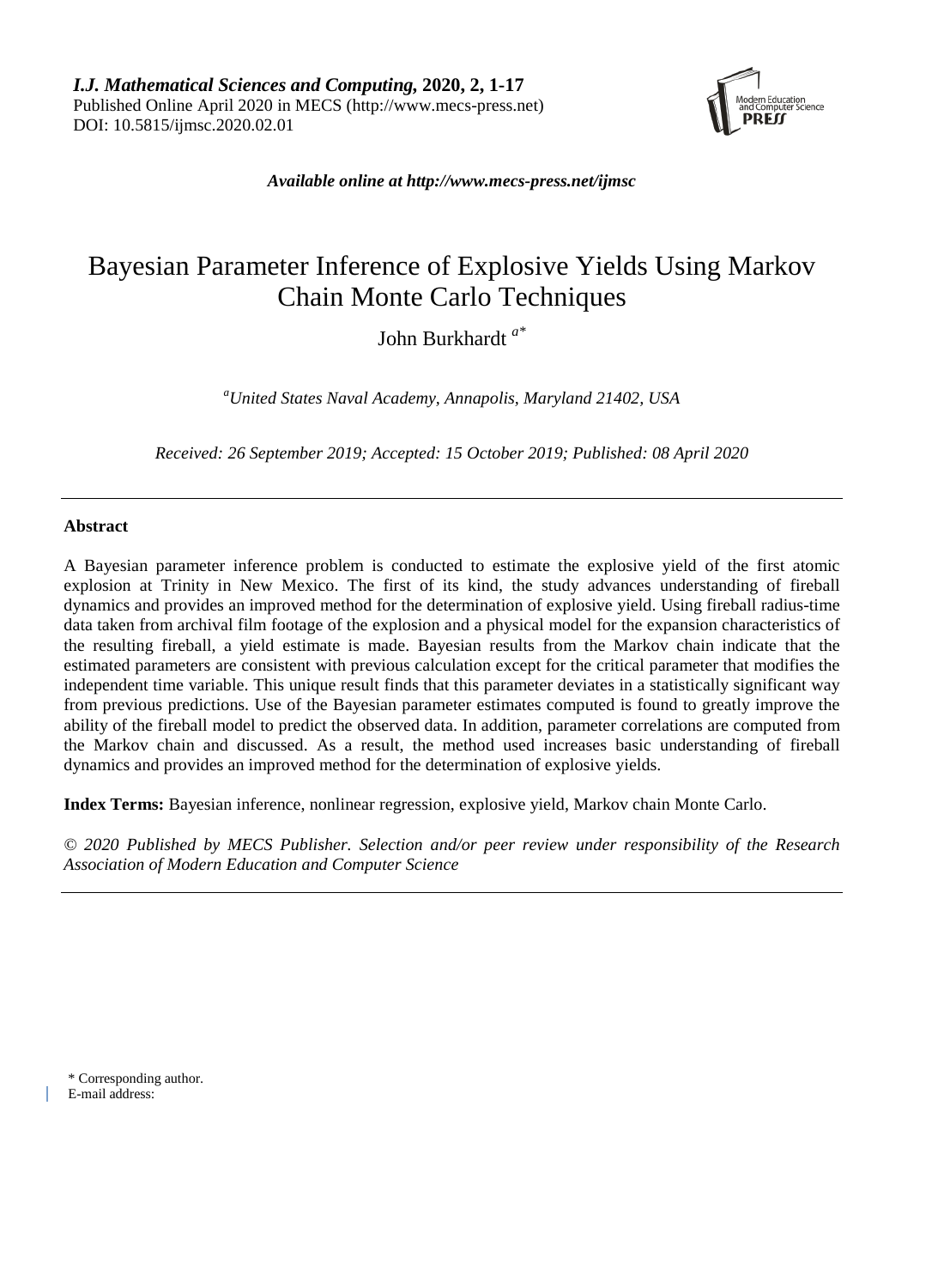*I.J. Mathematical Sciences and Computing,* **2020, 2, 1-17**
Published Online April 2020 in MECS (http://www.mecs-press.net)
DOI: 10.5815/ijmsc.2020.02.01

***Available online at http://www.mecs-press.net/ijmsc***

# Bayesian Parameter Inference of Explosive Yields Using Markov Chain Monte Carlo Techniques

John Burkhardt [a*]

[a]*United States Naval Academy, Annapolis, Maryland 21402, USA*

*Received: 26 September 2019; Accepted: 15 October 2019; Published: 08 April 2020*

---

**Abstract**

A Bayesian parameter inference problem is conducted to estimate the explosive yield of the first atomic explosion at Trinity in New Mexico. The first of its kind, the study advances understanding of fireball dynamics and provides an improved method for the determination of explosive yield. Using fireball radius-time data taken from archival film footage of the explosion and a physical model for the expansion characteristics of the resulting fireball, a yield estimate is made. Bayesian results from the Markov chain indicate that the estimated parameters are consistent with previous calculation except for the critical parameter that modifies the independent time variable. This unique result finds that this parameter deviates in a statistically significant way from previous predictions. Use of the Bayesian parameter estimates computed is found to greatly improve the ability of the fireball model to predict the observed data. In addition, parameter correlations are computed from the Markov chain and discussed. As a result, the method used increases basic understanding of fireball dynamics and provides an improved method for the determination of explosive yields.

**Index Terms:** Bayesian inference, nonlinear regression, explosive yield, Markov chain Monte Carlo.

*© 2020 Published by MECS Publisher. Selection and/or peer review under responsibility of the Research Association of Modern Education and Computer Science*

---

\* Corresponding author.
E-mail address: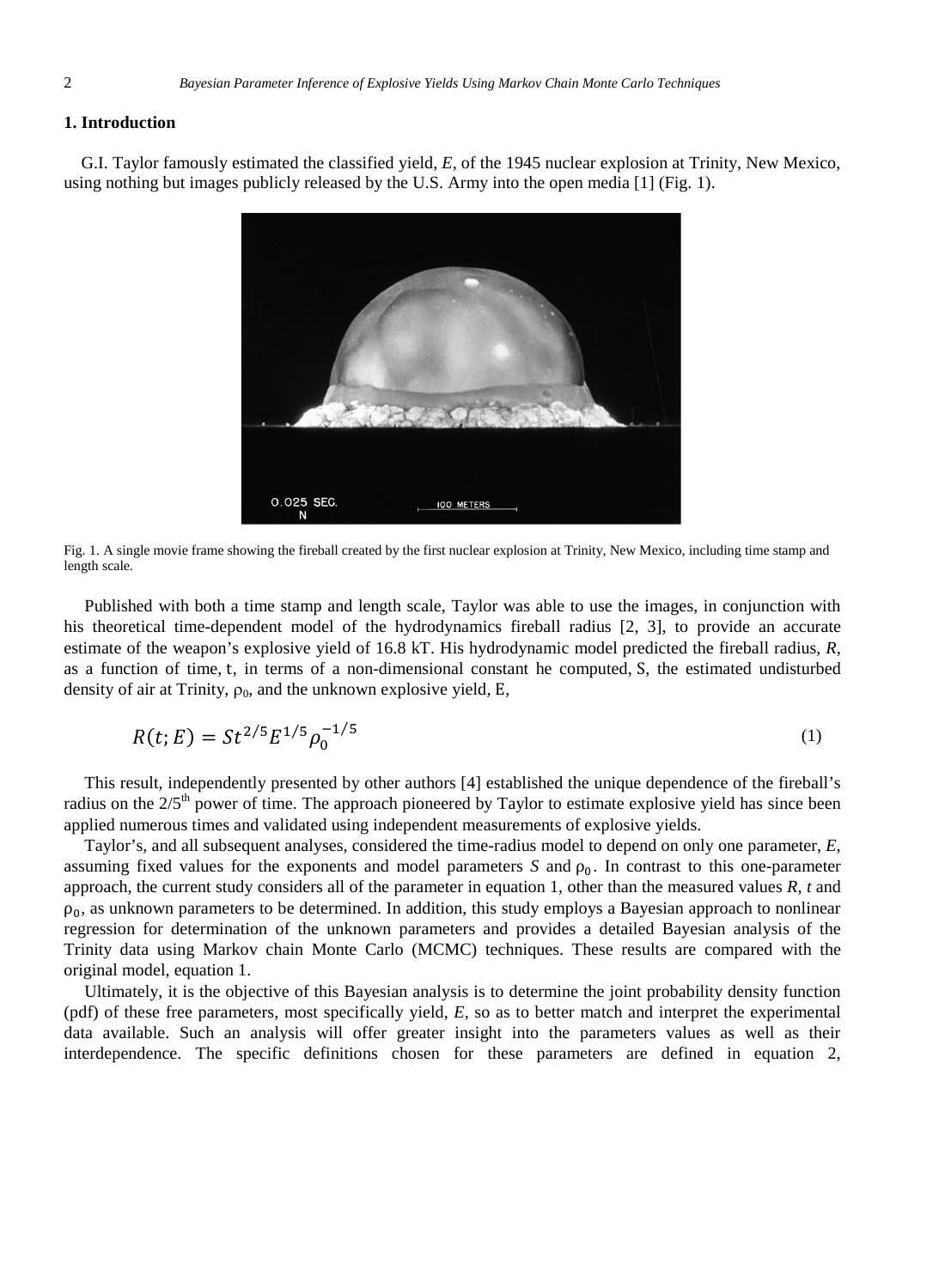## 1. Introduction

G.I. Taylor famously estimated the classified yield, *E*, of the 1945 nuclear explosion at Trinity, New Mexico, using nothing but images publicly released by the U.S. Army into the open media [1] (Fig. 1).

Fig. 1. A single movie frame showing the fireball created by the first nuclear explosion at Trinity, New Mexico, including time stamp and length scale.

Published with both a time stamp and length scale, Taylor was able to use the images, in conjunction with his theoretical time-dependent model of the hydrodynamics fireball radius [2, 3], to provide an accurate estimate of the weapon's explosive yield of 16.8 kT. His hydrodynamic model predicted the fireball radius, *R*, as a function of time, $t$, in terms of a non-dimensional constant he computed, $S$, the estimated undisturbed density of air at Trinity, $\rho_0$, and the unknown explosive yield, E,

$$R(t; E) = St^{2/5}E^{1/5}\rho_0^{-1/5} \tag{1}$$

This result, independently presented by other authors [4] established the unique dependence of the fireball's radius on the 2/5th power of time. The approach pioneered by Taylor to estimate explosive yield has since been applied numerous times and validated using independent measurements of explosive yields.

Taylor's, and all subsequent analyses, considered the time-radius model to depend on only one parameter, *E*, assuming fixed values for the exponents and model parameters *S* and $\rho_0$. In contrast to this one-parameter approach, the current study considers all of the parameter in equation 1, other than the measured values *R*, *t* and $\rho_0$, as unknown parameters to be determined. In addition, this study employs a Bayesian approach to nonlinear regression for determination of the unknown parameters and provides a detailed Bayesian analysis of the Trinity data using Markov chain Monte Carlo (MCMC) techniques. These results are compared with the original model, equation 1.

Ultimately, it is the objective of this Bayesian analysis is to determine the joint probability density function (pdf) of these free parameters, most specifically yield, *E*, so as to better match and interpret the experimental data available. Such an analysis will offer greater insight into the parameters values as well as their interdependence. The specific definitions chosen for these parameters are defined in equation 2,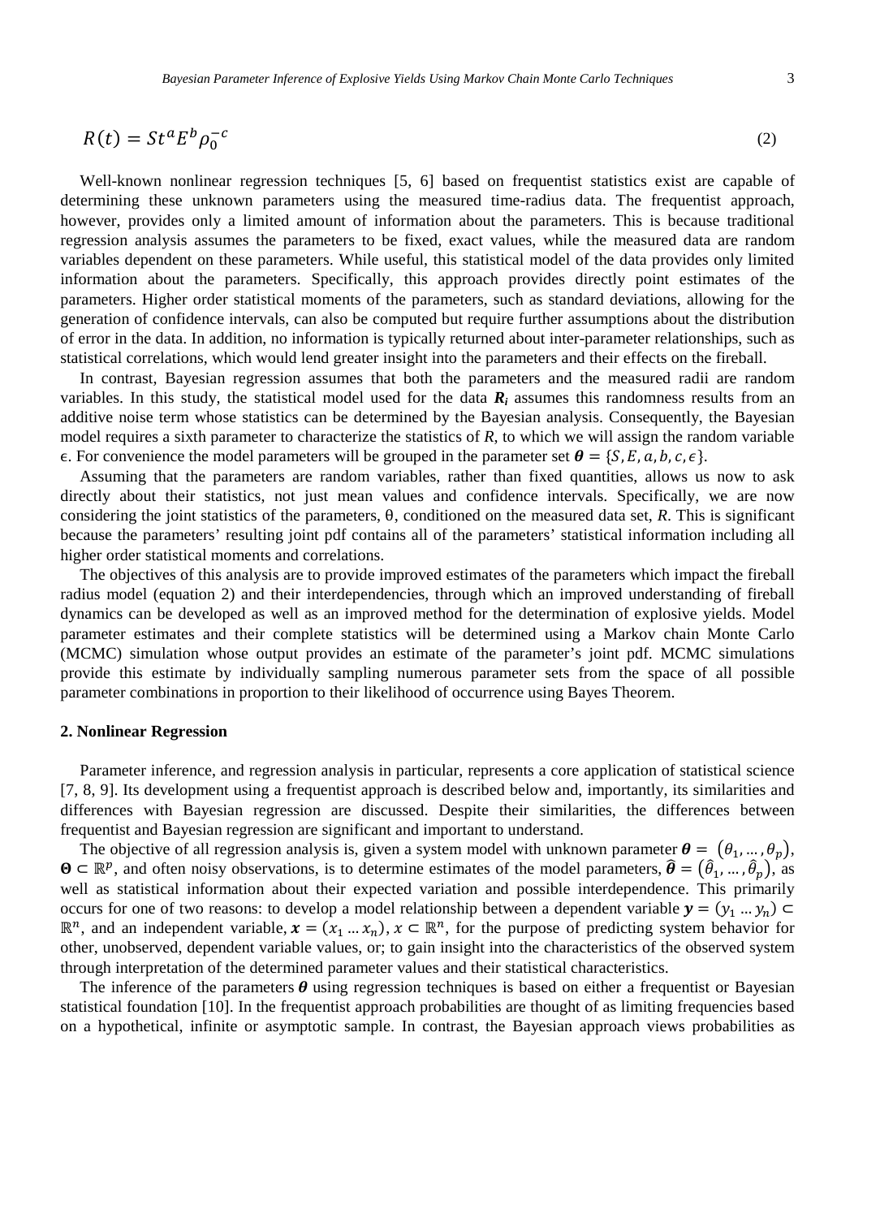$$R(t) = St^a E^b \rho_0^{-c} \tag{2}$$

Well-known nonlinear regression techniques [5, 6] based on frequentist statistics exist are capable of determining these unknown parameters using the measured time-radius data. The frequentist approach, however, provides only a limited amount of information about the parameters. This is because traditional regression analysis assumes the parameters to be fixed, exact values, while the measured data are random variables dependent on these parameters. While useful, this statistical model of the data provides only limited information about the parameters. Specifically, this approach provides directly point estimates of the parameters. Higher order statistical moments of the parameters, such as standard deviations, allowing for the generation of confidence intervals, can also be computed but require further assumptions about the distribution of error in the data. In addition, no information is typically returned about inter-parameter relationships, such as statistical correlations, which would lend greater insight into the parameters and their effects on the fireball.

In contrast, Bayesian regression assumes that both the parameters and the measured radii are random variables. In this study, the statistical model used for the data $\boldsymbol{R_i}$ assumes this randomness results from an additive noise term whose statistics can be determined by the Bayesian analysis. Consequently, the Bayesian model requires a sixth parameter to characterize the statistics of *R*, to which we will assign the random variable $\epsilon$. For convenience the model parameters will be grouped in the parameter set $\boldsymbol{\theta} = \{S, E, a, b, c, \epsilon\}$.

Assuming that the parameters are random variables, rather than fixed quantities, allows us now to ask directly about their statistics, not just mean values and confidence intervals. Specifically, we are now considering the joint statistics of the parameters, $\theta$, conditioned on the measured data set, *R*. This is significant because the parameters' resulting joint pdf contains all of the parameters' statistical information including all higher order statistical moments and correlations.

The objectives of this analysis are to provide improved estimates of the parameters which impact the fireball radius model (equation 2) and their interdependencies, through which an improved understanding of fireball dynamics can be developed as well as an improved method for the determination of explosive yields. Model parameter estimates and their complete statistics will be determined using a Markov chain Monte Carlo (MCMC) simulation whose output provides an estimate of the parameter's joint pdf. MCMC simulations provide this estimate by individually sampling numerous parameter sets from the space of all possible parameter combinations in proportion to their likelihood of occurrence using Bayes Theorem.

## 2. Nonlinear Regression

Parameter inference, and regression analysis in particular, represents a core application of statistical science [7, 8, 9]. Its development using a frequentist approach is described below and, importantly, its similarities and differences with Bayesian regression are discussed. Despite their similarities, the differences between frequentist and Bayesian regression are significant and important to understand.

The objective of all regression analysis is, given a system model with unknown parameter $\boldsymbol{\theta} = (\theta_1, \ldots, \theta_p)$, $\boldsymbol{\Theta} \subset \mathbb{R}^p$, and often noisy observations, is to determine estimates of the model parameters, $\hat{\boldsymbol{\theta}} = (\hat{\theta}_1, \ldots, \hat{\theta}_p)$, as well as statistical information about their expected variation and possible interdependence. This primarily occurs for one of two reasons: to develop a model relationship between a dependent variable $\boldsymbol{y} = (y_1 \ldots y_n) \subset \mathbb{R}^n$, and an independent variable, $\boldsymbol{x} = (x_1 \ldots x_n)$, $x \subset \mathbb{R}^n$, for the purpose of predicting system behavior for other, unobserved, dependent variable values, or; to gain insight into the characteristics of the observed system through interpretation of the determined parameter values and their statistical characteristics.

The inference of the parameters $\boldsymbol{\theta}$ using regression techniques is based on either a frequentist or Bayesian statistical foundation [10]. In the frequentist approach probabilities are thought of as limiting frequencies based on a hypothetical, infinite or asymptotic sample. In contrast, the Bayesian approach views probabilities as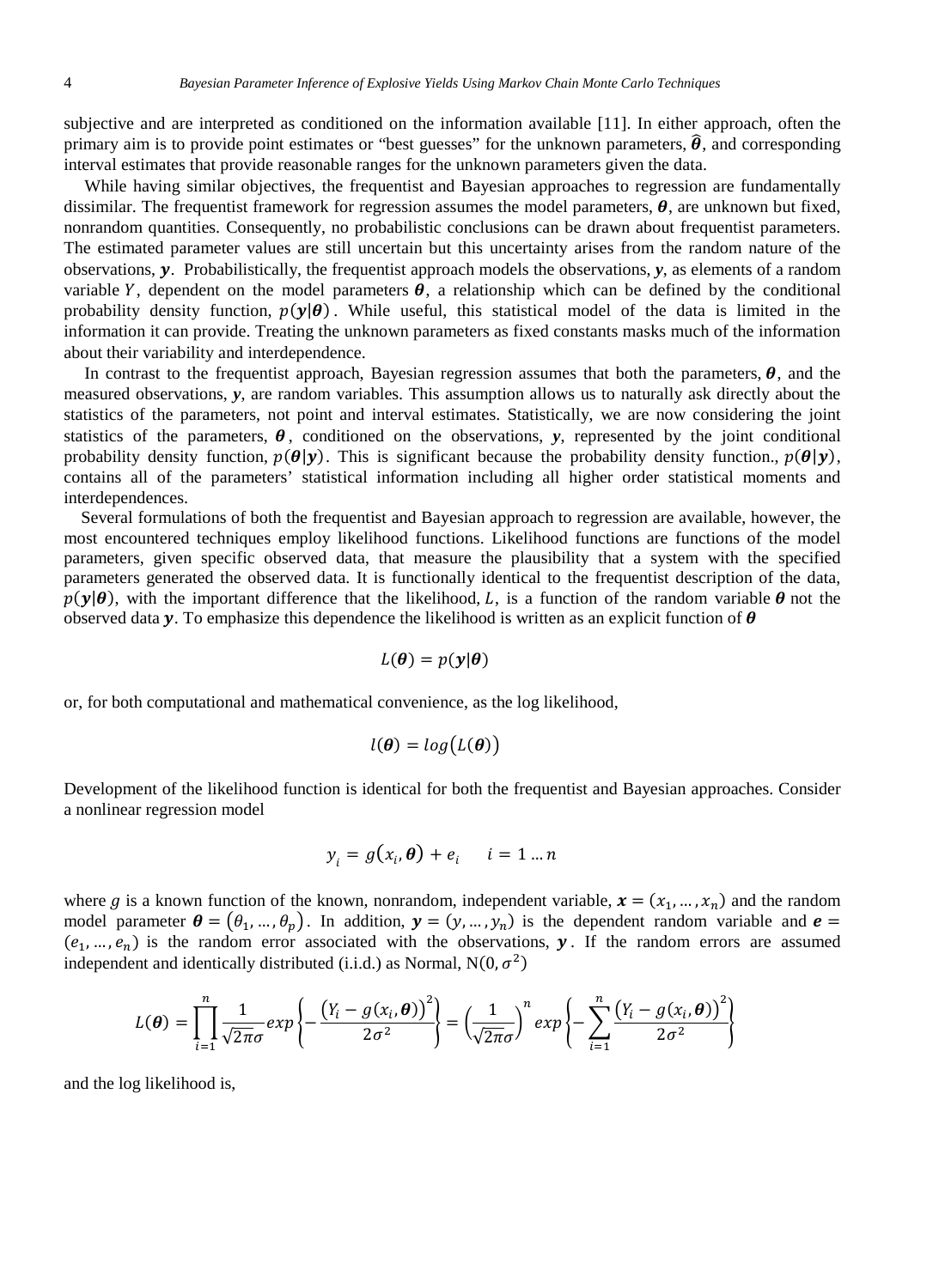subjective and are interpreted as conditioned on the information available [11]. In either approach, often the primary aim is to provide point estimates or "best guesses" for the unknown parameters, $\hat{\boldsymbol{\theta}}$, and corresponding interval estimates that provide reasonable ranges for the unknown parameters given the data.

While having similar objectives, the frequentist and Bayesian approaches to regression are fundamentally dissimilar. The frequentist framework for regression assumes the model parameters, $\boldsymbol{\theta}$, are unknown but fixed, nonrandom quantities. Consequently, no probabilistic conclusions can be drawn about frequentist parameters. The estimated parameter values are still uncertain but this uncertainty arises from the random nature of the observations, $\boldsymbol{y}$. Probabilistically, the frequentist approach models the observations, $\boldsymbol{y}$, as elements of a random variable $Y$, dependent on the model parameters $\boldsymbol{\theta}$, a relationship which can be defined by the conditional probability density function, $p(\boldsymbol{y}|\boldsymbol{\theta})$. While useful, this statistical model of the data is limited in the information it can provide. Treating the unknown parameters as fixed constants masks much of the information about their variability and interdependence.

In contrast to the frequentist approach, Bayesian regression assumes that both the parameters, $\boldsymbol{\theta}$, and the measured observations, $\boldsymbol{y}$, are random variables. This assumption allows us to naturally ask directly about the statistics of the parameters, not point and interval estimates. Statistically, we are now considering the joint statistics of the parameters, $\boldsymbol{\theta}$, conditioned on the observations, $\boldsymbol{y}$, represented by the joint conditional probability density function, $p(\boldsymbol{\theta}|\boldsymbol{y})$. This is significant because the probability density function., $p(\boldsymbol{\theta}|\boldsymbol{y})$, contains all of the parameters' statistical information including all higher order statistical moments and interdependences.

Several formulations of both the frequentist and Bayesian approach to regression are available, however, the most encountered techniques employ likelihood functions. Likelihood functions are functions of the model parameters, given specific observed data, that measure the plausibility that a system with the specified parameters generated the observed data. It is functionally identical to the frequentist description of the data, $p(\boldsymbol{y}|\boldsymbol{\theta})$, with the important difference that the likelihood, $L$, is a function of the random variable $\boldsymbol{\theta}$ not the observed data $\boldsymbol{y}$. To emphasize this dependence the likelihood is written as an explicit function of $\boldsymbol{\theta}$

$$L(\boldsymbol{\theta}) = p(\boldsymbol{y}|\boldsymbol{\theta})$$

or, for both computational and mathematical convenience, as the log likelihood,

$$l(\boldsymbol{\theta}) = log\big(L(\boldsymbol{\theta})\big)$$

Development of the likelihood function is identical for both the frequentist and Bayesian approaches. Consider a nonlinear regression model

$$y_i = g(x_i, \boldsymbol{\theta}) + e_i \qquad i = 1 \dots n$$

where $g$ is a known function of the known, nonrandom, independent variable, $\boldsymbol{x} = (x_1, \dots, x_n)$ and the random model parameter $\boldsymbol{\theta} = (\theta_1, \dots, \theta_p)$. In addition, $\boldsymbol{y} = (y, \dots, y_n)$ is the dependent random variable and $\boldsymbol{e} = (e_1, \dots, e_n)$ is the random error associated with the observations, $\boldsymbol{y}$. If the random errors are assumed independent and identically distributed (i.i.d.) as Normal, $N(0, \sigma^2)$

$$L(\boldsymbol{\theta}) = \prod_{i=1}^{n} \frac{1}{\sqrt{2\pi}\sigma} exp\left\{-\frac{\big(Y_i - g(x_i, \boldsymbol{\theta})\big)^2}{2\sigma^2}\right\} = \left(\frac{1}{\sqrt{2\pi}\sigma}\right)^n exp\left\{-\sum_{i=1}^{n} \frac{\big(Y_i - g(x_i, \boldsymbol{\theta})\big)^2}{2\sigma^2}\right\}$$

and the log likelihood is,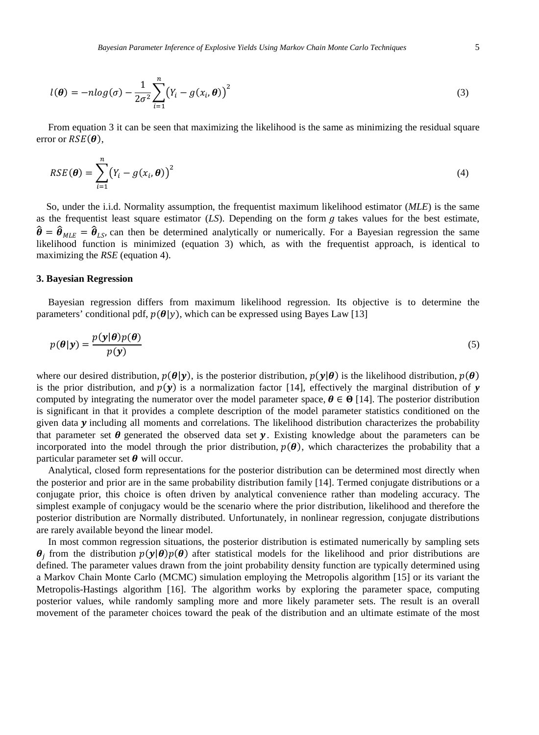$$l(\boldsymbol{\theta}) = -n log(\sigma) - \frac{1}{2\sigma^2}\sum_{i=1}^{n}\left(Y_i - g(x_i, \boldsymbol{\theta})\right)^2 \tag{3}$$

From equation 3 it can be seen that maximizing the likelihood is the same as minimizing the residual square error or $RSE(\boldsymbol{\theta})$,

$$RSE(\boldsymbol{\theta}) = \sum_{i=1}^{n}\left(Y_i - g(x_i, \boldsymbol{\theta})\right)^2 \tag{4}$$

So, under the i.i.d. Normality assumption, the frequentist maximum likelihood estimator (*MLE*) is the same as the frequentist least square estimator (*LS*). Depending on the form $g$ takes values for the best estimate, $\hat{\boldsymbol{\theta}} = \hat{\boldsymbol{\theta}}_{MLE} = \hat{\boldsymbol{\theta}}_{LS}$, can then be determined analytically or numerically. For a Bayesian regression the same likelihood function is minimized (equation 3) which, as with the frequentist approach, is identical to maximizing the *RSE* (equation 4).

### 3. Bayesian Regression

Bayesian regression differs from maximum likelihood regression. Its objective is to determine the parameters' conditional pdf, $p(\boldsymbol{\theta}|y)$, which can be expressed using Bayes Law [13]

$$p(\boldsymbol{\theta}|\boldsymbol{y}) = \frac{p(\boldsymbol{y}|\boldsymbol{\theta})p(\boldsymbol{\theta})}{p(\boldsymbol{y})} \tag{5}$$

where our desired distribution, $p(\boldsymbol{\theta}|\boldsymbol{y})$, is the posterior distribution, $p(\boldsymbol{y}|\boldsymbol{\theta})$ is the likelihood distribution, $p(\boldsymbol{\theta})$ is the prior distribution, and $p(\boldsymbol{y})$ is a normalization factor [14], effectively the marginal distribution of $\boldsymbol{y}$ computed by integrating the numerator over the model parameter space, $\boldsymbol{\theta} \in \boldsymbol{\Theta}$ [14]. The posterior distribution is significant in that it provides a complete description of the model parameter statistics conditioned on the given data $\boldsymbol{y}$ including all moments and correlations. The likelihood distribution characterizes the probability that parameter set $\boldsymbol{\theta}$ generated the observed data set $\boldsymbol{y}$. Existing knowledge about the parameters can be incorporated into the model through the prior distribution, $p(\boldsymbol{\theta})$, which characterizes the probability that a particular parameter set $\boldsymbol{\theta}$ will occur.

Analytical, closed form representations for the posterior distribution can be determined most directly when the posterior and prior are in the same probability distribution family [14]. Termed conjugate distributions or a conjugate prior, this choice is often driven by analytical convenience rather than modeling accuracy. The simplest example of conjugacy would be the scenario where the prior distribution, likelihood and therefore the posterior distribution are Normally distributed. Unfortunately, in nonlinear regression, conjugate distributions are rarely available beyond the linear model.

In most common regression situations, the posterior distribution is estimated numerically by sampling sets $\boldsymbol{\theta}_j$ from the distribution $p(\boldsymbol{y}|\boldsymbol{\theta})p(\boldsymbol{\theta})$ after statistical models for the likelihood and prior distributions are defined. The parameter values drawn from the joint probability density function are typically determined using a Markov Chain Monte Carlo (MCMC) simulation employing the Metropolis algorithm [15] or its variant the Metropolis-Hastings algorithm [16]. The algorithm works by exploring the parameter space, computing posterior values, while randomly sampling more and more likely parameter sets. The result is an overall movement of the parameter choices toward the peak of the distribution and an ultimate estimate of the most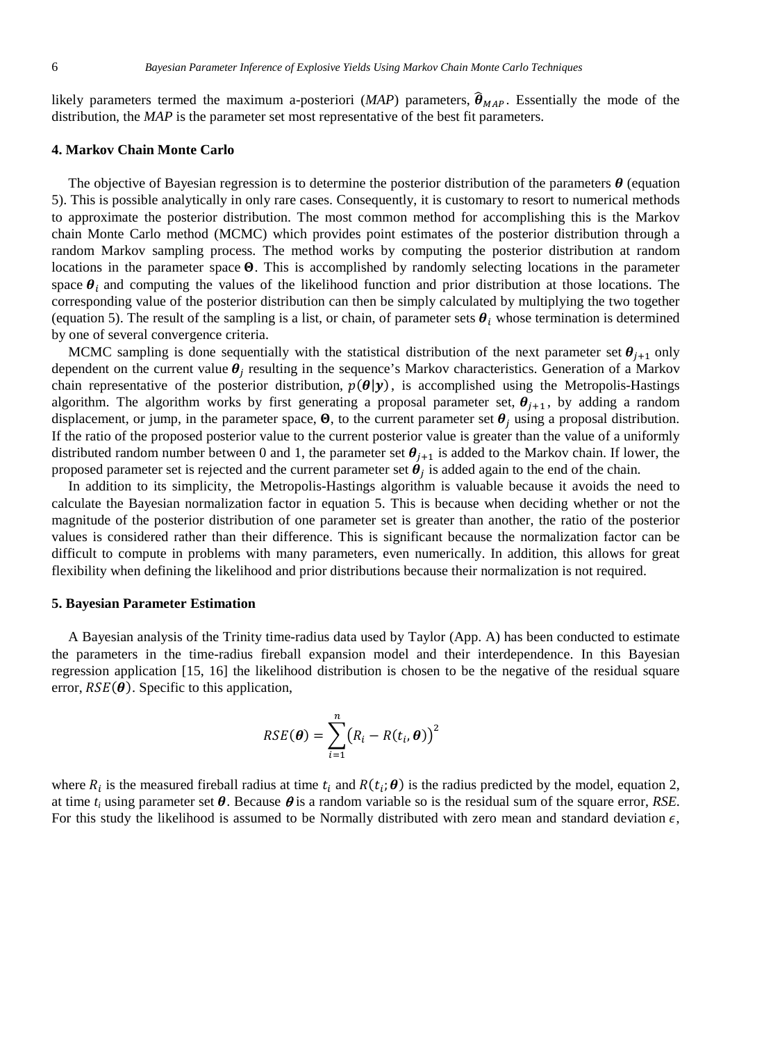likely parameters termed the maximum a-posteriori (*MAP*) parameters, $\widehat{\boldsymbol{\theta}}_{MAP}$. Essentially the mode of the distribution, the *MAP* is the parameter set most representative of the best fit parameters.

## 4. Markov Chain Monte Carlo

The objective of Bayesian regression is to determine the posterior distribution of the parameters $\boldsymbol{\theta}$ (equation 5). This is possible analytically in only rare cases. Consequently, it is customary to resort to numerical methods to approximate the posterior distribution. The most common method for accomplishing this is the Markov chain Monte Carlo method (MCMC) which provides point estimates of the posterior distribution through a random Markov sampling process. The method works by computing the posterior distribution at random locations in the parameter space $\boldsymbol{\Theta}$. This is accomplished by randomly selecting locations in the parameter space $\boldsymbol{\theta}_i$ and computing the values of the likelihood function and prior distribution at those locations. The corresponding value of the posterior distribution can then be simply calculated by multiplying the two together (equation 5). The result of the sampling is a list, or chain, of parameter sets $\boldsymbol{\theta}_i$ whose termination is determined by one of several convergence criteria.

MCMC sampling is done sequentially with the statistical distribution of the next parameter set $\boldsymbol{\theta}_{j+1}$ only dependent on the current value $\boldsymbol{\theta}_j$ resulting in the sequence's Markov characteristics. Generation of a Markov chain representative of the posterior distribution, $p(\boldsymbol{\theta}|\boldsymbol{y})$, is accomplished using the Metropolis-Hastings algorithm. The algorithm works by first generating a proposal parameter set, $\boldsymbol{\theta}_{j+1}$, by adding a random displacement, or jump, in the parameter space, $\boldsymbol{\Theta}$, to the current parameter set $\boldsymbol{\theta}_j$ using a proposal distribution. If the ratio of the proposed posterior value to the current posterior value is greater than the value of a uniformly distributed random number between 0 and 1, the parameter set $\boldsymbol{\theta}_{j+1}$ is added to the Markov chain. If lower, the proposed parameter set is rejected and the current parameter set $\boldsymbol{\theta}_j$ is added again to the end of the chain.

In addition to its simplicity, the Metropolis-Hastings algorithm is valuable because it avoids the need to calculate the Bayesian normalization factor in equation 5. This is because when deciding whether or not the magnitude of the posterior distribution of one parameter set is greater than another, the ratio of the posterior values is considered rather than their difference. This is significant because the normalization factor can be difficult to compute in problems with many parameters, even numerically. In addition, this allows for great flexibility when defining the likelihood and prior distributions because their normalization is not required.

## 5. Bayesian Parameter Estimation

A Bayesian analysis of the Trinity time-radius data used by Taylor (App. A) has been conducted to estimate the parameters in the time-radius fireball expansion model and their interdependence. In this Bayesian regression application [15, 16] the likelihood distribution is chosen to be the negative of the residual square error, $RSE(\boldsymbol{\theta})$. Specific to this application,

$$RSE(\boldsymbol{\theta}) = \sum_{i=1}^{n} \left(R_i - R(t_i, \boldsymbol{\theta})\right)^2$$

where $R_i$ is the measured fireball radius at time $t_i$ and $R(t_i; \boldsymbol{\theta})$ is the radius predicted by the model, equation 2, at time $t_i$ using parameter set $\boldsymbol{\theta}$. Because $\boldsymbol{\theta}$ is a random variable so is the residual sum of the square error, *RSE*. For this study the likelihood is assumed to be Normally distributed with zero mean and standard deviation $\epsilon$,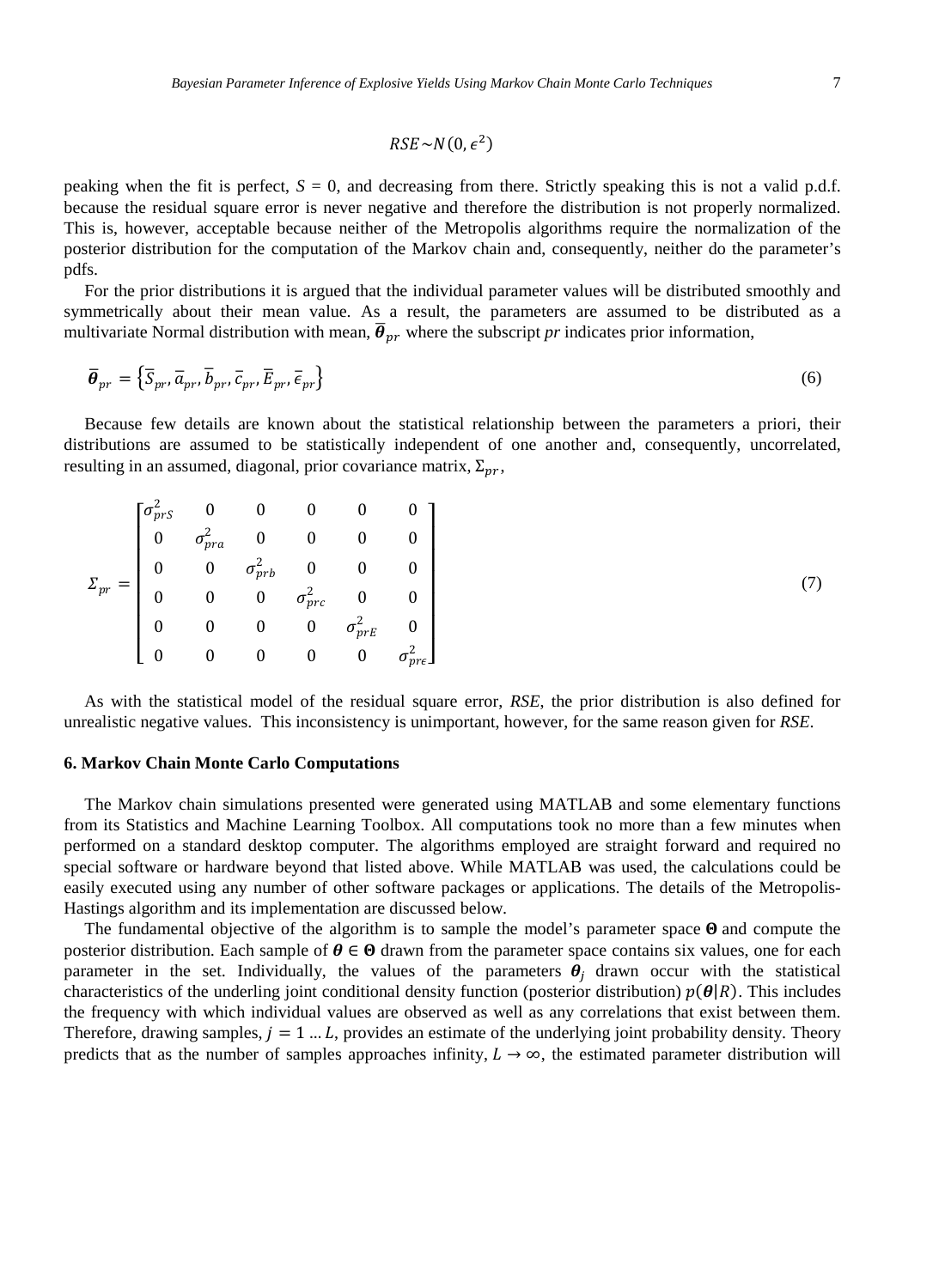$$RSE \sim N(0, \epsilon^2)$$

peaking when the fit is perfect, $S = 0$, and decreasing from there. Strictly speaking this is not a valid p.d.f. because the residual square error is never negative and therefore the distribution is not properly normalized. This is, however, acceptable because neither of the Metropolis algorithms require the normalization of the posterior distribution for the computation of the Markov chain and, consequently, neither do the parameter's pdfs.

For the prior distributions it is argued that the individual parameter values will be distributed smoothly and symmetrically about their mean value. As a result, the parameters are assumed to be distributed as a multivariate Normal distribution with mean, $\bar{\boldsymbol{\theta}}_{pr}$ where the subscript *pr* indicates prior information,

$$\bar{\boldsymbol{\theta}}_{pr} = \left\{ \bar{S}_{pr}, \bar{a}_{pr}, \bar{b}_{pr}, \bar{c}_{pr}, \bar{E}_{pr}, \bar{\epsilon}_{pr} \right\} \tag{6}$$

Because few details are known about the statistical relationship between the parameters a priori, their distributions are assumed to be statistically independent of one another and, consequently, uncorrelated, resulting in an assumed, diagonal, prior covariance matrix, $\Sigma_{pr}$,

$$\Sigma_{pr} = \begin{bmatrix} \sigma_{prS}^2 & 0 & 0 & 0 & 0 & 0 \\ 0 & \sigma_{pra}^2 & 0 & 0 & 0 & 0 \\ 0 & 0 & \sigma_{prb}^2 & 0 & 0 & 0 \\ 0 & 0 & 0 & \sigma_{prc}^2 & 0 & 0 \\ 0 & 0 & 0 & 0 & \sigma_{prE}^2 & 0 \\ 0 & 0 & 0 & 0 & 0 & \sigma_{pr\epsilon}^2 \end{bmatrix} \tag{7}$$

As with the statistical model of the residual square error, *RSE*, the prior distribution is also defined for unrealistic negative values. This inconsistency is unimportant, however, for the same reason given for *RSE*.

### 6. Markov Chain Monte Carlo Computations

The Markov chain simulations presented were generated using MATLAB and some elementary functions from its Statistics and Machine Learning Toolbox. All computations took no more than a few minutes when performed on a standard desktop computer. The algorithms employed are straight forward and required no special software or hardware beyond that listed above. While MATLAB was used, the calculations could be easily executed using any number of other software packages or applications. The details of the Metropolis-Hastings algorithm and its implementation are discussed below.

The fundamental objective of the algorithm is to sample the model's parameter space $\boldsymbol{\Theta}$ and compute the posterior distribution. Each sample of $\boldsymbol{\theta} \in \boldsymbol{\Theta}$ drawn from the parameter space contains six values, one for each parameter in the set. Individually, the values of the parameters $\boldsymbol{\theta}_j$ drawn occur with the statistical characteristics of the underling joint conditional density function (posterior distribution) $p(\boldsymbol{\theta}|R)$. This includes the frequency with which individual values are observed as well as any correlations that exist between them. Therefore, drawing samples, $j = 1 \ldots L$, provides an estimate of the underlying joint probability density. Theory predicts that as the number of samples approaches infinity, $L \to \infty$, the estimated parameter distribution will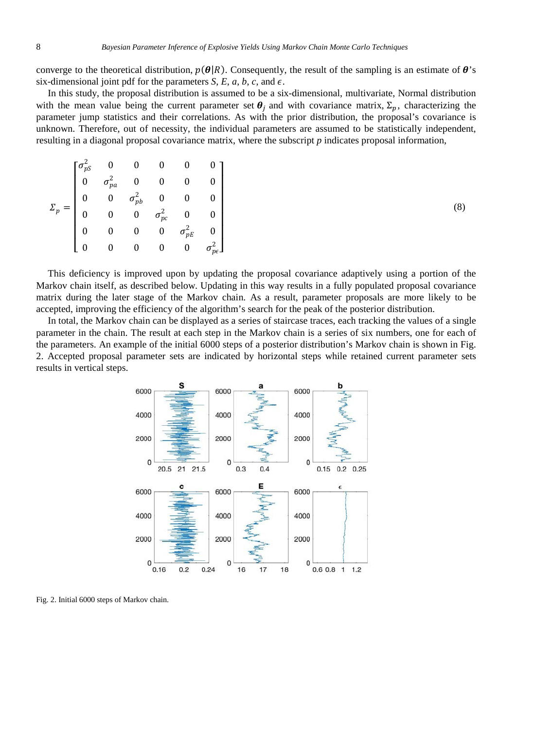converge to the theoretical distribution, $p(\boldsymbol{\theta}|R)$. Consequently, the result of the sampling is an estimate of $\boldsymbol{\theta}$'s six-dimensional joint pdf for the parameters $S$, $E$, $a$, $b$, $c$, and $\epsilon$.

In this study, the proposal distribution is assumed to be a six-dimensional, multivariate, Normal distribution with the mean value being the current parameter set $\boldsymbol{\theta}_j$ and with covariance matrix, $\Sigma_p$, characterizing the parameter jump statistics and their correlations. As with the prior distribution, the proposal's covariance is unknown. Therefore, out of necessity, the individual parameters are assumed to be statistically independent, resulting in a diagonal proposal covariance matrix, where the subscript $p$ indicates proposal information,

$$\Sigma_p = \begin{bmatrix} \sigma_{pS}^2 & 0 & 0 & 0 & 0 & 0 \\ 0 & \sigma_{pa}^2 & 0 & 0 & 0 & 0 \\ 0 & 0 & \sigma_{pb}^2 & 0 & 0 & 0 \\ 0 & 0 & 0 & \sigma_{pc}^2 & 0 & 0 \\ 0 & 0 & 0 & 0 & \sigma_{pE}^2 & 0 \\ 0 & 0 & 0 & 0 & 0 & \sigma_{p\epsilon}^2 \end{bmatrix} \tag{8}$$

This deficiency is improved upon by updating the proposal covariance adaptively using a portion of the Markov chain itself, as described below. Updating in this way results in a fully populated proposal covariance matrix during the later stage of the Markov chain. As a result, parameter proposals are more likely to be accepted, improving the efficiency of the algorithm's search for the peak of the posterior distribution.

In total, the Markov chain can be displayed as a series of staircase traces, each tracking the values of a single parameter in the chain. The result at each step in the Markov chain is a series of six numbers, one for each of the parameters. An example of the initial 6000 steps of a posterior distribution's Markov chain is shown in Fig. 2. Accepted proposal parameter sets are indicated by horizontal steps while retained current parameter sets results in vertical steps.

Fig. 2. Initial 6000 steps of Markov chain.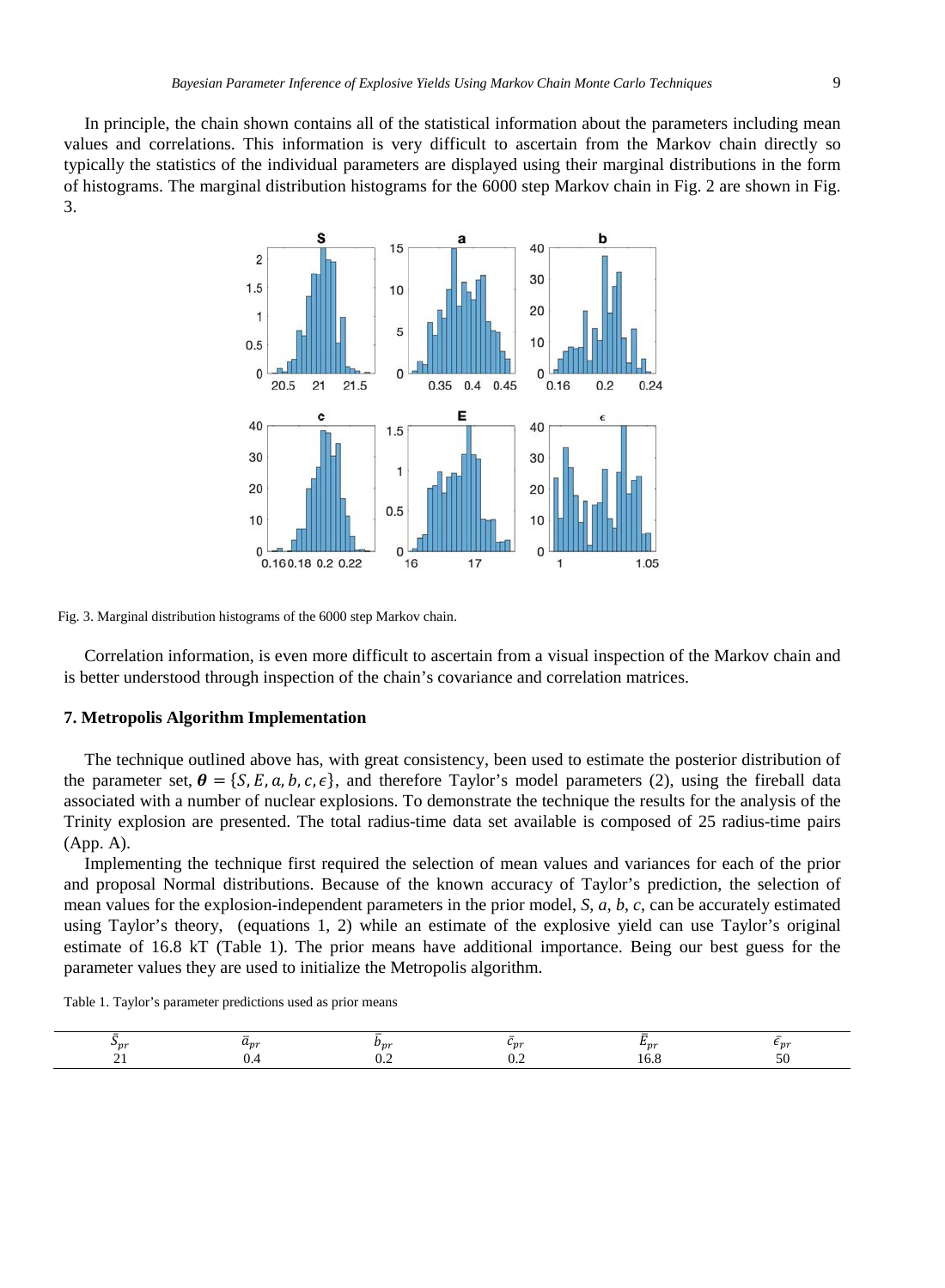In principle, the chain shown contains all of the statistical information about the parameters including mean values and correlations. This information is very difficult to ascertain from the Markov chain directly so typically the statistics of the individual parameters are displayed using their marginal distributions in the form of histograms. The marginal distribution histograms for the 6000 step Markov chain in Fig. 2 are shown in Fig. 3.

Fig. 3. Marginal distribution histograms of the 6000 step Markov chain.

Correlation information, is even more difficult to ascertain from a visual inspection of the Markov chain and is better understood through inspection of the chain's covariance and correlation matrices.

## 7. Metropolis Algorithm Implementation

The technique outlined above has, with great consistency, been used to estimate the posterior distribution of the parameter set, $\boldsymbol{\theta} = \{S, E, a, b, c, \epsilon\}$, and therefore Taylor's model parameters (2), using the fireball data associated with a number of nuclear explosions. To demonstrate the technique the results for the analysis of the Trinity explosion are presented. The total radius-time data set available is composed of 25 radius-time pairs (App. A).

Implementing the technique first required the selection of mean values and variances for each of the prior and proposal Normal distributions. Because of the known accuracy of Taylor's prediction, the selection of mean values for the explosion-independent parameters in the prior model, $S$, $a$, $b$, $c$, can be accurately estimated using Taylor's theory, (equations 1, 2) while an estimate of the explosive yield can use Taylor's original estimate of 16.8 kT (Table 1). The prior means have additional importance. Being our best guess for the parameter values they are used to initialize the Metropolis algorithm.

Table 1. Taylor's parameter predictions used as prior means

| $\bar{S}_{pr}$ | $\bar{a}_{pr}$ | $\bar{b}_{pr}$ | $\bar{c}_{pr}$ | $\bar{E}_{pr}$ | $\bar{\epsilon}_{pr}$ |
|---|---|---|---|---|---|
| 21 | 0.4 | 0.2 | 0.2 | 16.8 | 50 |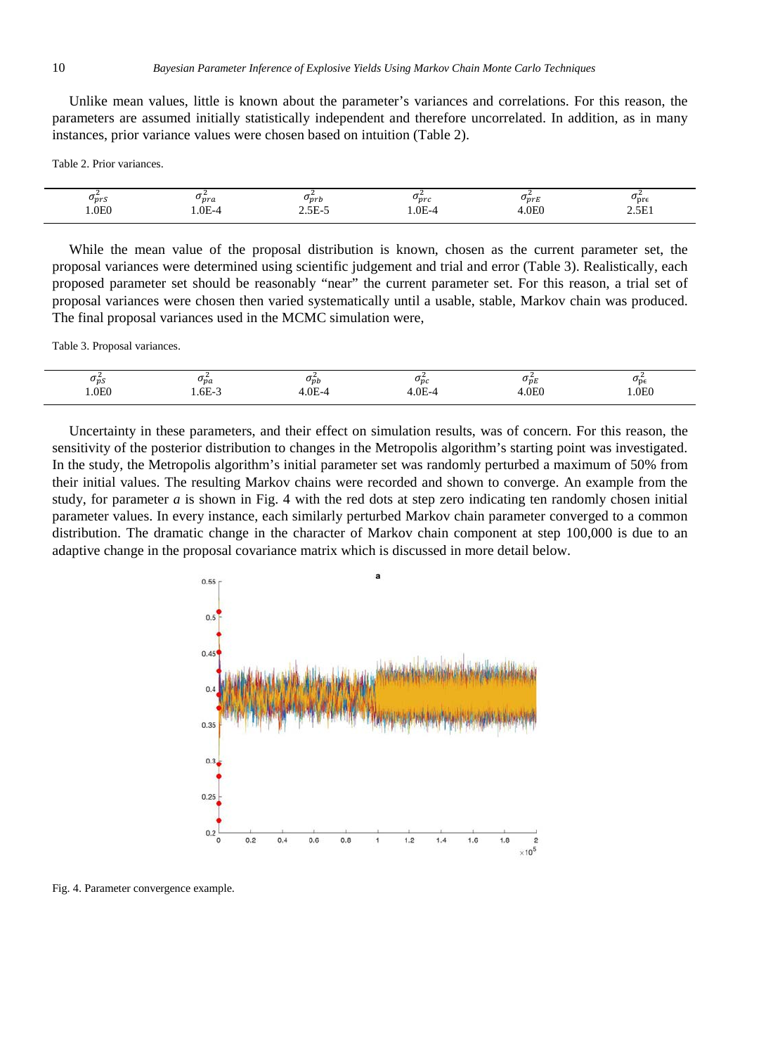Unlike mean values, little is known about the parameter's variances and correlations. For this reason, the parameters are assumed initially statistically independent and therefore uncorrelated. In addition, as in many instances, prior variance values were chosen based on intuition (Table 2).

Table 2. Prior variances.

| $\sigma_{prS}^2$ | $\sigma_{pra}^2$ | $\sigma_{prb}^2$ | $\sigma_{prc}^2$ | $\sigma_{prE}^2$ | $\sigma_{\mathrm{pr}\epsilon}^2$ |
|---|---|---|---|---|---|
| 1.0E0 | 1.0E-4 | 2.5E-5 | 1.0E-4 | 4.0E0 | 2.5E1 |

While the mean value of the proposal distribution is known, chosen as the current parameter set, the proposal variances were determined using scientific judgement and trial and error (Table 3). Realistically, each proposed parameter set should be reasonably "near" the current parameter set. For this reason, a trial set of proposal variances were chosen then varied systematically until a usable, stable, Markov chain was produced. The final proposal variances used in the MCMC simulation were,

Table 3. Proposal variances.

| $\sigma_{pS}^2$ | $\sigma_{pa}^2$ | $\sigma_{pb}^2$ | $\sigma_{pc}^2$ | $\sigma_{pE}^2$ | $\sigma_{\mathrm{p}\epsilon}^2$ |
|---|---|---|---|---|---|
| 1.0E0 | 1.6E-3 | 4.0E-4 | 4.0E-4 | 4.0E0 | 1.0E0 |

Uncertainty in these parameters, and their effect on simulation results, was of concern. For this reason, the sensitivity of the posterior distribution to changes in the Metropolis algorithm's starting point was investigated. In the study, the Metropolis algorithm's initial parameter set was randomly perturbed a maximum of 50% from their initial values. The resulting Markov chains were recorded and shown to converge. An example from the study, for parameter *a* is shown in Fig. 4 with the red dots at step zero indicating ten randomly chosen initial parameter values. In every instance, each similarly perturbed Markov chain parameter converged to a common distribution. The dramatic change in the character of Markov chain component at step 100,000 is due to an adaptive change in the proposal covariance matrix which is discussed in more detail below.

Fig. 4. Parameter convergence example.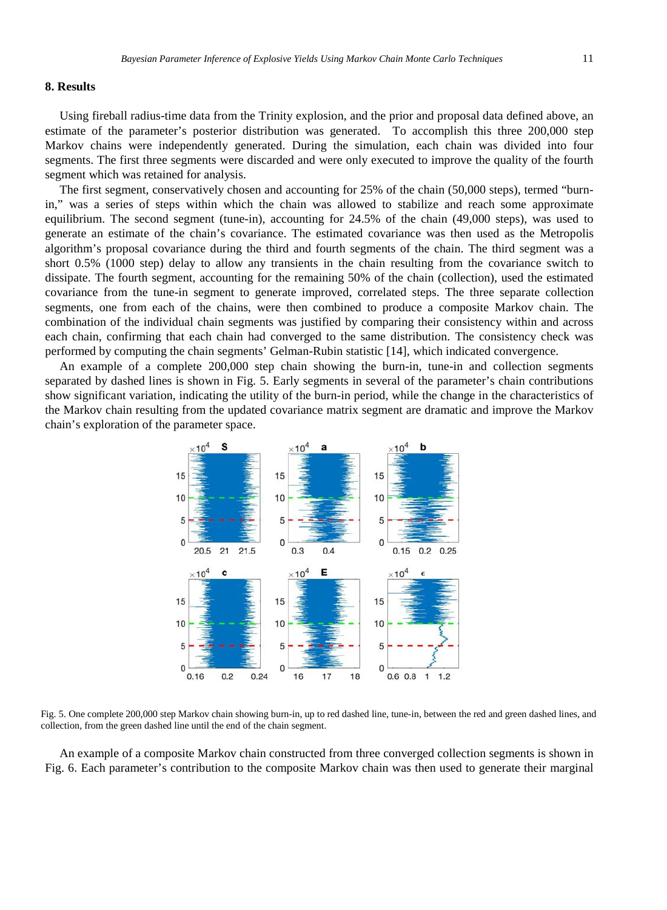## 8. Results

Using fireball radius-time data from the Trinity explosion, and the prior and proposal data defined above, an estimate of the parameter's posterior distribution was generated. To accomplish this three 200,000 step Markov chains were independently generated. During the simulation, each chain was divided into four segments. The first three segments were discarded and were only executed to improve the quality of the fourth segment which was retained for analysis.

The first segment, conservatively chosen and accounting for 25% of the chain (50,000 steps), termed "burn-in," was a series of steps within which the chain was allowed to stabilize and reach some approximate equilibrium. The second segment (tune-in), accounting for 24.5% of the chain (49,000 steps), was used to generate an estimate of the chain's covariance. The estimated covariance was then used as the Metropolis algorithm's proposal covariance during the third and fourth segments of the chain. The third segment was a short 0.5% (1000 step) delay to allow any transients in the chain resulting from the covariance switch to dissipate. The fourth segment, accounting for the remaining 50% of the chain (collection), used the estimated covariance from the tune-in segment to generate improved, correlated steps. The three separate collection segments, one from each of the chains, were then combined to produce a composite Markov chain. The combination of the individual chain segments was justified by comparing their consistency within and across each chain, confirming that each chain had converged to the same distribution. The consistency check was performed by computing the chain segments' Gelman-Rubin statistic [14], which indicated convergence.

An example of a complete 200,000 step chain showing the burn-in, tune-in and collection segments separated by dashed lines is shown in Fig. 5. Early segments in several of the parameter's chain contributions show significant variation, indicating the utility of the burn-in period, while the change in the characteristics of the Markov chain resulting from the updated covariance matrix segment are dramatic and improve the Markov chain's exploration of the parameter space.

Fig. 5. One complete 200,000 step Markov chain showing burn-in, up to red dashed line, tune-in, between the red and green dashed lines, and collection, from the green dashed line until the end of the chain segment.

An example of a composite Markov chain constructed from three converged collection segments is shown in Fig. 6. Each parameter's contribution to the composite Markov chain was then used to generate their marginal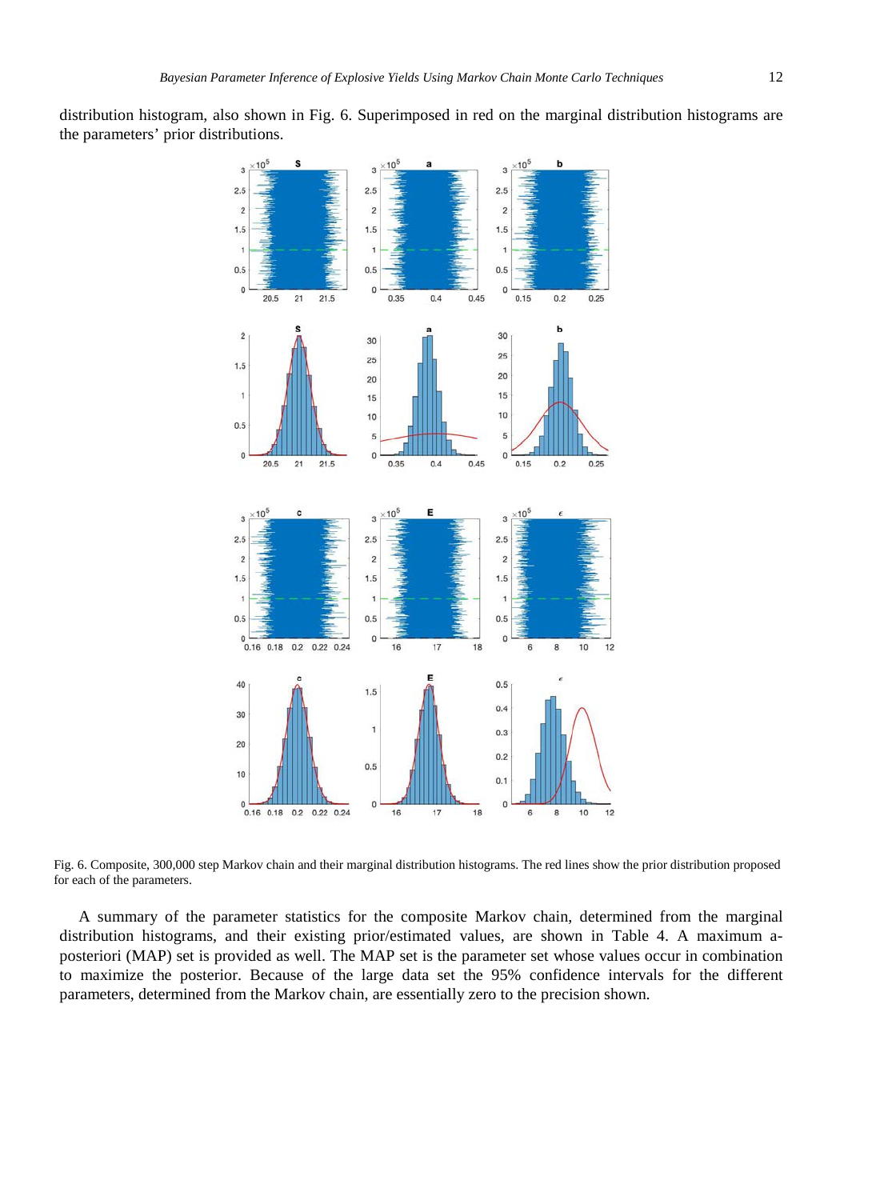distribution histogram, also shown in Fig. 6. Superimposed in red on the marginal distribution histograms are the parameters' prior distributions.

Fig. 6. Composite, 300,000 step Markov chain and their marginal distribution histograms. The red lines show the prior distribution proposed for each of the parameters.

A summary of the parameter statistics for the composite Markov chain, determined from the marginal distribution histograms, and their existing prior/estimated values, are shown in Table 4. A maximum a-posteriori (MAP) set is provided as well. The MAP set is the parameter set whose values occur in combination to maximize the posterior. Because of the large data set the 95% confidence intervals for the different parameters, determined from the Markov chain, are essentially zero to the precision shown.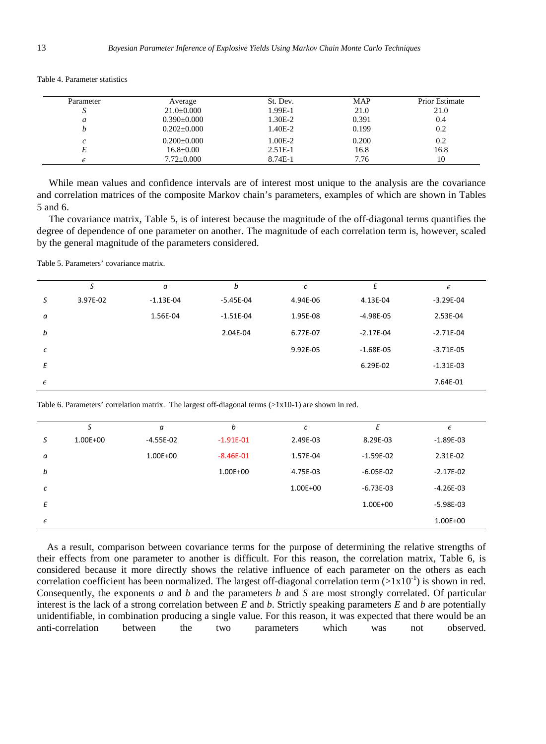Table 4. Parameter statistics

| Parameter | Average | St. Dev. | MAP | Prior Estimate |
|---|---|---|---|---|
| $S$ | 21.0±0.000 | 1.99E-1 | 21.0 | 21.0 |
| $a$ | 0.390±0.000 | 1.30E-2 | 0.391 | 0.4 |
| $b$ | 0.202±0.000 | 1.40E-2 | 0.199 | 0.2 |
| $c$ | 0.200±0.000 | 1.00E-2 | 0.200 | 0.2 |
| $E$ | 16.8±0.00 | 2.51E-1 | 16.8 | 16.8 |
| $\epsilon$ | 7.72±0.000 | 8.74E-1 | 7.76 | 10 |

While mean values and confidence intervals are of interest most unique to the analysis are the covariance and correlation matrices of the composite Markov chain's parameters, examples of which are shown in Tables 5 and 6.

The covariance matrix, Table 5, is of interest because the magnitude of the off-diagonal terms quantifies the degree of dependence of one parameter on another. The magnitude of each correlation term is, however, scaled by the general magnitude of the parameters considered.

Table 5. Parameters' covariance matrix.

| | $S$ | $a$ | $b$ | $c$ | $E$ | $\epsilon$ |
|---|---|---|---|---|---|---|
| $S$ | 3.97E-02 | -1.13E-04 | -5.45E-04 | 4.94E-06 | 4.13E-04 | -3.29E-04 |
| $a$ | | 1.56E-04 | -1.51E-04 | 1.95E-08 | -4.98E-05 | 2.53E-04 |
| $b$ | | | 2.04E-04 | 6.77E-07 | -2.17E-04 | -2.71E-04 |
| $c$ | | | | 9.92E-05 | -1.68E-05 | -3.71E-05 |
| $E$ | | | | | 6.29E-02 | -1.31E-03 |
| $\epsilon$ | | | | | | 7.64E-01 |

Table 6. Parameters' correlation matrix. The largest off-diagonal terms (>1x10-1) are shown in red.

| | $S$ | $a$ | $b$ | $c$ | $E$ | $\epsilon$ |
|---|---|---|---|---|---|---|
| $S$ | 1.00E+00 | -4.55E-02 | -1.91E-01 | 2.49E-03 | 8.29E-03 | -1.89E-03 |
| $a$ | | 1.00E+00 | -8.46E-01 | 1.57E-04 | -1.59E-02 | 2.31E-02 |
| $b$ | | | 1.00E+00 | 4.75E-03 | -6.05E-02 | -2.17E-02 |
| $c$ | | | | 1.00E+00 | -6.73E-03 | -4.26E-03 |
| $E$ | | | | | 1.00E+00 | -5.98E-03 |
| $\epsilon$ | | | | | | 1.00E+00 |

As a result, comparison between covariance terms for the purpose of determining the relative strengths of their effects from one parameter to another is difficult. For this reason, the correlation matrix, Table 6, is considered because it more directly shows the relative influence of each parameter on the others as each correlation coefficient has been normalized. The largest off-diagonal correlation term ($>1\text{x}10^{-1}$) is shown in red. Consequently, the exponents $a$ and $b$ and the parameters $b$ and $S$ are most strongly correlated. Of particular interest is the lack of a strong correlation between $E$ and $b$. Strictly speaking parameters $E$ and $b$ are potentially unidentifiable, in combination producing a single value. For this reason, it was expected that there would be an anti-correlation between the two parameters which was not observed.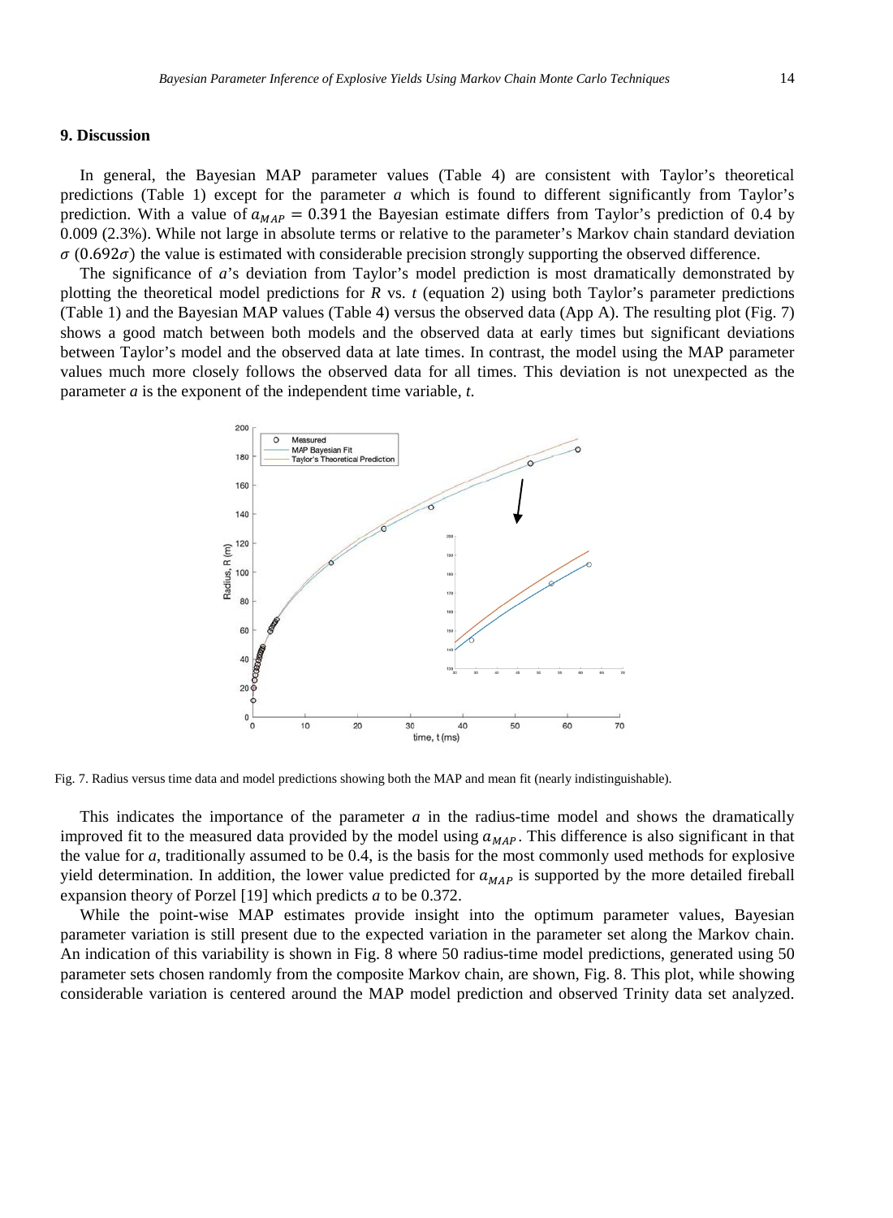## 9. Discussion

In general, the Bayesian MAP parameter values (Table 4) are consistent with Taylor's theoretical predictions (Table 1) except for the parameter $a$ which is found to different significantly from Taylor's prediction. With a value of $a_{MAP} = 0.391$ the Bayesian estimate differs from Taylor's prediction of 0.4 by 0.009 (2.3%). While not large in absolute terms or relative to the parameter's Markov chain standard deviation $\sigma$ ($0.692\sigma$) the value is estimated with considerable precision strongly supporting the observed difference.

The significance of $a$'s deviation from Taylor's model prediction is most dramatically demonstrated by plotting the theoretical model predictions for $R$ vs. $t$ (equation 2) using both Taylor's parameter predictions (Table 1) and the Bayesian MAP values (Table 4) versus the observed data (App A). The resulting plot (Fig. 7) shows a good match between both models and the observed data at early times but significant deviations between Taylor's model and the observed data at late times. In contrast, the model using the MAP parameter values much more closely follows the observed data for all times. This deviation is not unexpected as the parameter $a$ is the exponent of the independent time variable, $t$.

Fig. 7. Radius versus time data and model predictions showing both the MAP and mean fit (nearly indistinguishable).

This indicates the importance of the parameter $a$ in the radius-time model and shows the dramatically improved fit to the measured data provided by the model using $a_{MAP}$. This difference is also significant in that the value for $a$, traditionally assumed to be 0.4, is the basis for the most commonly used methods for explosive yield determination. In addition, the lower value predicted for $a_{MAP}$ is supported by the more detailed fireball expansion theory of Porzel [19] which predicts $a$ to be 0.372.

While the point-wise MAP estimates provide insight into the optimum parameter values, Bayesian parameter variation is still present due to the expected variation in the parameter set along the Markov chain. An indication of this variability is shown in Fig. 8 where 50 radius-time model predictions, generated using 50 parameter sets chosen randomly from the composite Markov chain, are shown, Fig. 8. This plot, while showing considerable variation is centered around the MAP model prediction and observed Trinity data set analyzed.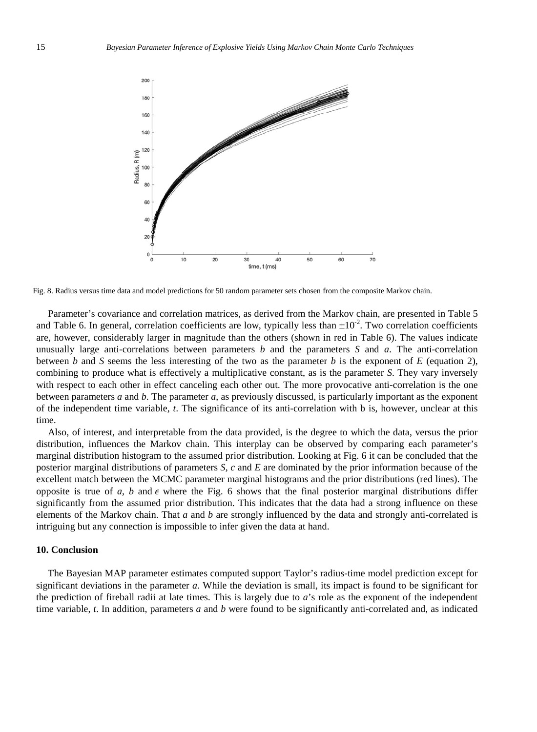Fig. 8. Radius versus time data and model predictions for 50 random parameter sets chosen from the composite Markov chain.

Parameter's covariance and correlation matrices, as derived from the Markov chain, are presented in Table 5 and Table 6. In general, correlation coefficients are low, typically less than $\pm 10^{-2}$. Two correlation coefficients are, however, considerably larger in magnitude than the others (shown in red in Table 6). The values indicate unusually large anti-correlations between parameters *b* and the parameters *S* and *a*. The anti-correlation between *b* and *S* seems the less interesting of the two as the parameter *b* is the exponent of *E* (equation 2), combining to produce what is effectively a multiplicative constant, as is the parameter *S*. They vary inversely with respect to each other in effect canceling each other out. The more provocative anti-correlation is the one between parameters *a* and *b*. The parameter *a*, as previously discussed, is particularly important as the exponent of the independent time variable, *t*. The significance of its anti-correlation with b is, however, unclear at this time.

Also, of interest, and interpretable from the data provided, is the degree to which the data, versus the prior distribution, influences the Markov chain. This interplay can be observed by comparing each parameter's marginal distribution histogram to the assumed prior distribution. Looking at Fig. 6 it can be concluded that the posterior marginal distributions of parameters *S*, *c* and *E* are dominated by the prior information because of the excellent match between the MCMC parameter marginal histograms and the prior distributions (red lines). The opposite is true of *a*, *b* and $\epsilon$ where the Fig. 6 shows that the final posterior marginal distributions differ significantly from the assumed prior distribution. This indicates that the data had a strong influence on these elements of the Markov chain. That *a* and *b* are strongly influenced by the data and strongly anti-correlated is intriguing but any connection is impossible to infer given the data at hand.

## 10. Conclusion

The Bayesian MAP parameter estimates computed support Taylor's radius-time model prediction except for significant deviations in the parameter *a*. While the deviation is small, its impact is found to be significant for the prediction of fireball radii at late times. This is largely due to *a*'s role as the exponent of the independent time variable, *t*. In addition, parameters *a* and *b* were found to be significantly anti-correlated and, as indicated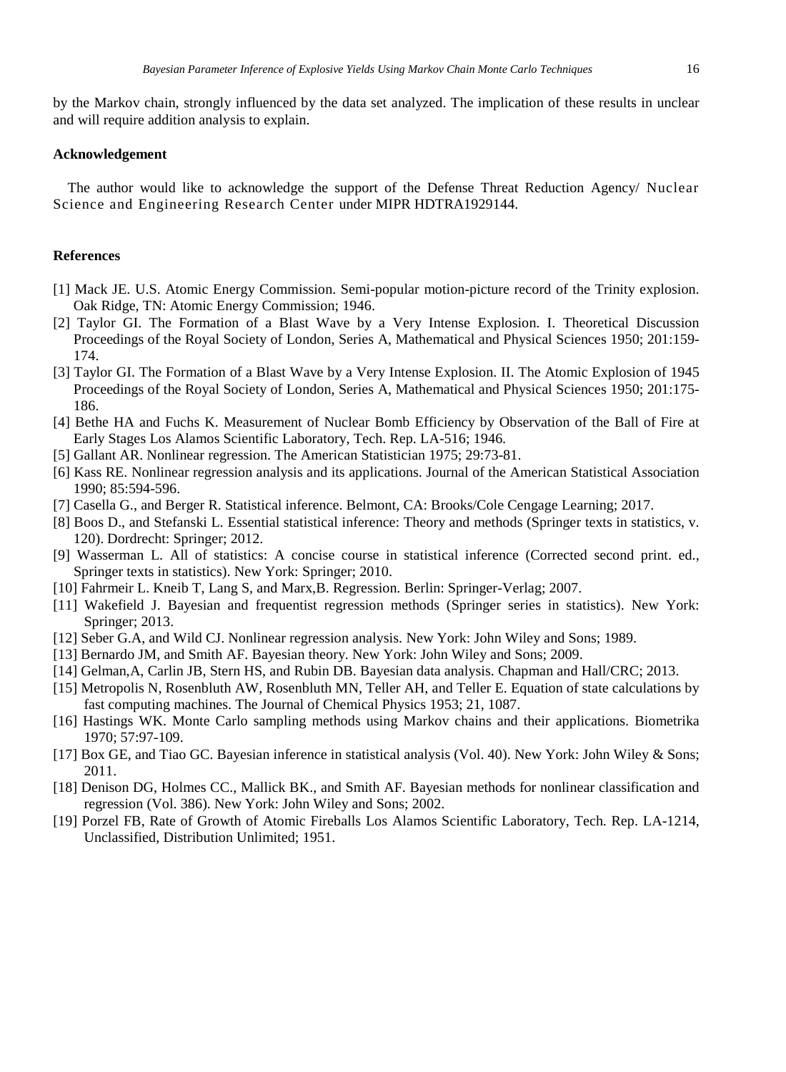by the Markov chain, strongly influenced by the data set analyzed. The implication of these results in unclear and will require addition analysis to explain.

## Acknowledgement

The author would like to acknowledge the support of the Defense Threat Reduction Agency/ Nuclear Science and Engineering Research Center under MIPR HDTRA1929144.

## References

[1] Mack JE. U.S. Atomic Energy Commission. Semi-popular motion-picture record of the Trinity explosion. Oak Ridge, TN: Atomic Energy Commission; 1946.

[2] Taylor GI. The Formation of a Blast Wave by a Very Intense Explosion. I. Theoretical Discussion Proceedings of the Royal Society of London, Series A, Mathematical and Physical Sciences 1950; 201:159-174.

[3] Taylor GI. The Formation of a Blast Wave by a Very Intense Explosion. II. The Atomic Explosion of 1945 Proceedings of the Royal Society of London, Series A, Mathematical and Physical Sciences 1950; 201:175-186.

[4] Bethe HA and Fuchs K. Measurement of Nuclear Bomb Efficiency by Observation of the Ball of Fire at Early Stages Los Alamos Scientific Laboratory, Tech. Rep. LA-516; 1946.

[5] Gallant AR. Nonlinear regression. The American Statistician 1975; 29:73-81.

[6] Kass RE. Nonlinear regression analysis and its applications. Journal of the American Statistical Association 1990; 85:594-596.

[7] Casella G., and Berger R. Statistical inference. Belmont, CA: Brooks/Cole Cengage Learning; 2017.

[8] Boos D., and Stefanski L. Essential statistical inference: Theory and methods (Springer texts in statistics, v. 120). Dordrecht: Springer; 2012.

[9] Wasserman L. All of statistics: A concise course in statistical inference (Corrected second print. ed., Springer texts in statistics). New York: Springer; 2010.

[10] Fahrmeir L. Kneib T, Lang S, and Marx,B. Regression. Berlin: Springer-Verlag; 2007.

[11] Wakefield J. Bayesian and frequentist regression methods (Springer series in statistics). New York: Springer; 2013.

[12] Seber G.A, and Wild CJ. Nonlinear regression analysis. New York: John Wiley and Sons; 1989.

[13] Bernardo JM, and Smith AF. Bayesian theory. New York: John Wiley and Sons; 2009.

[14] Gelman,A, Carlin JB, Stern HS, and Rubin DB. Bayesian data analysis. Chapman and Hall/CRC; 2013.

[15] Metropolis N, Rosenbluth AW, Rosenbluth MN, Teller AH, and Teller E. Equation of state calculations by fast computing machines. The Journal of Chemical Physics 1953; 21, 1087.

[16] Hastings WK. Monte Carlo sampling methods using Markov chains and their applications. Biometrika 1970; 57:97-109.

[17] Box GE, and Tiao GC. Bayesian inference in statistical analysis (Vol. 40). New York: John Wiley & Sons; 2011.

[18] Denison DG, Holmes CC., Mallick BK., and Smith AF. Bayesian methods for nonlinear classification and regression (Vol. 386). New York: John Wiley and Sons; 2002.

[19] Porzel FB, Rate of Growth of Atomic Fireballs Los Alamos Scientific Laboratory, Tech. Rep. LA-1214, Unclassified, Distribution Unlimited; 1951.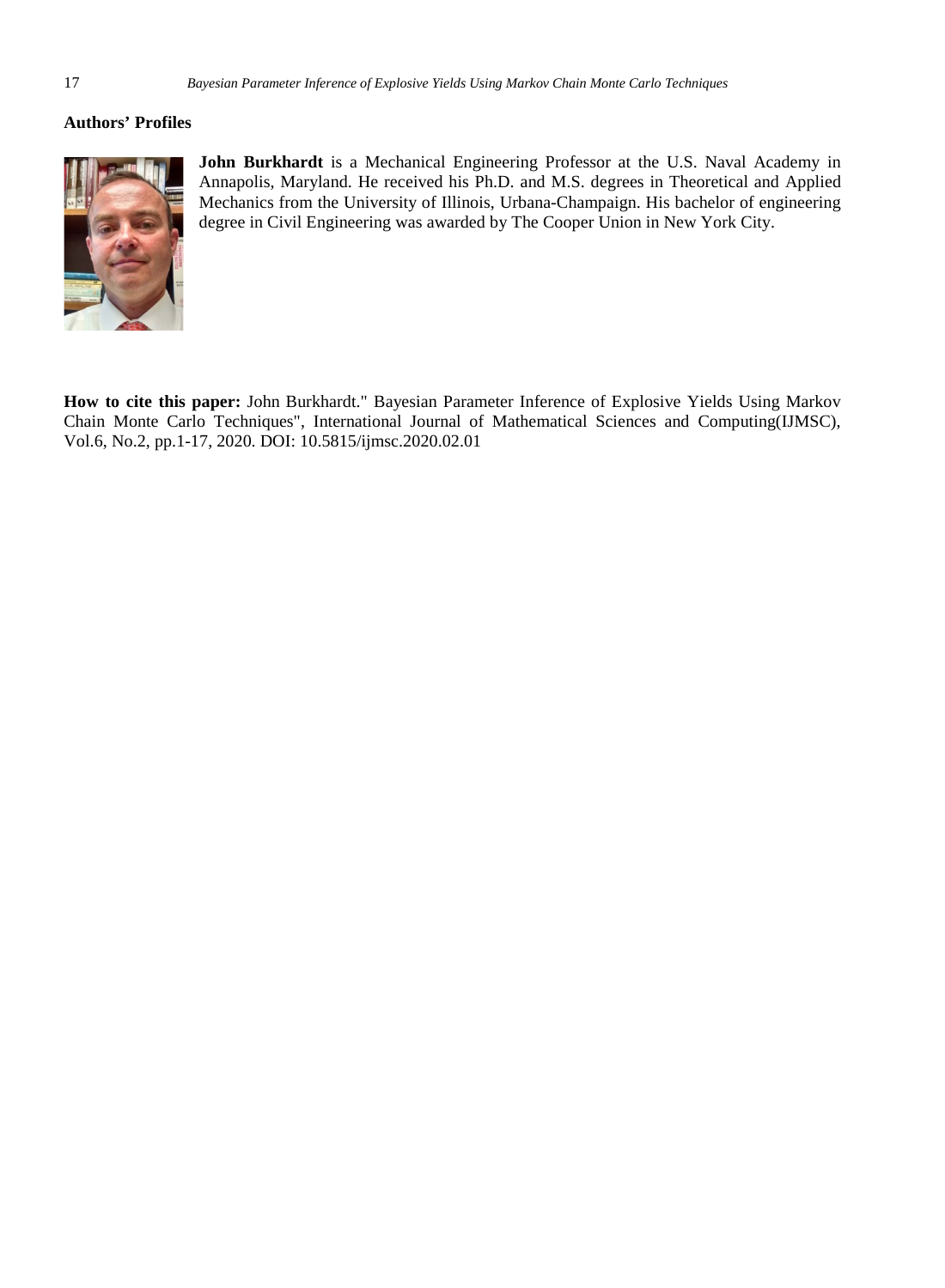**Authors' Profiles**

**John Burkhardt** is a Mechanical Engineering Professor at the U.S. Naval Academy in Annapolis, Maryland. He received his Ph.D. and M.S. degrees in Theoretical and Applied Mechanics from the University of Illinois, Urbana-Champaign. His bachelor of engineering degree in Civil Engineering was awarded by The Cooper Union in New York City.

**How to cite this paper:** John Burkhardt." Bayesian Parameter Inference of Explosive Yields Using Markov Chain Monte Carlo Techniques", International Journal of Mathematical Sciences and Computing(IJMSC), Vol.6, No.2, pp.1-17, 2020. DOI: 10.5815/ijmsc.2020.02.01